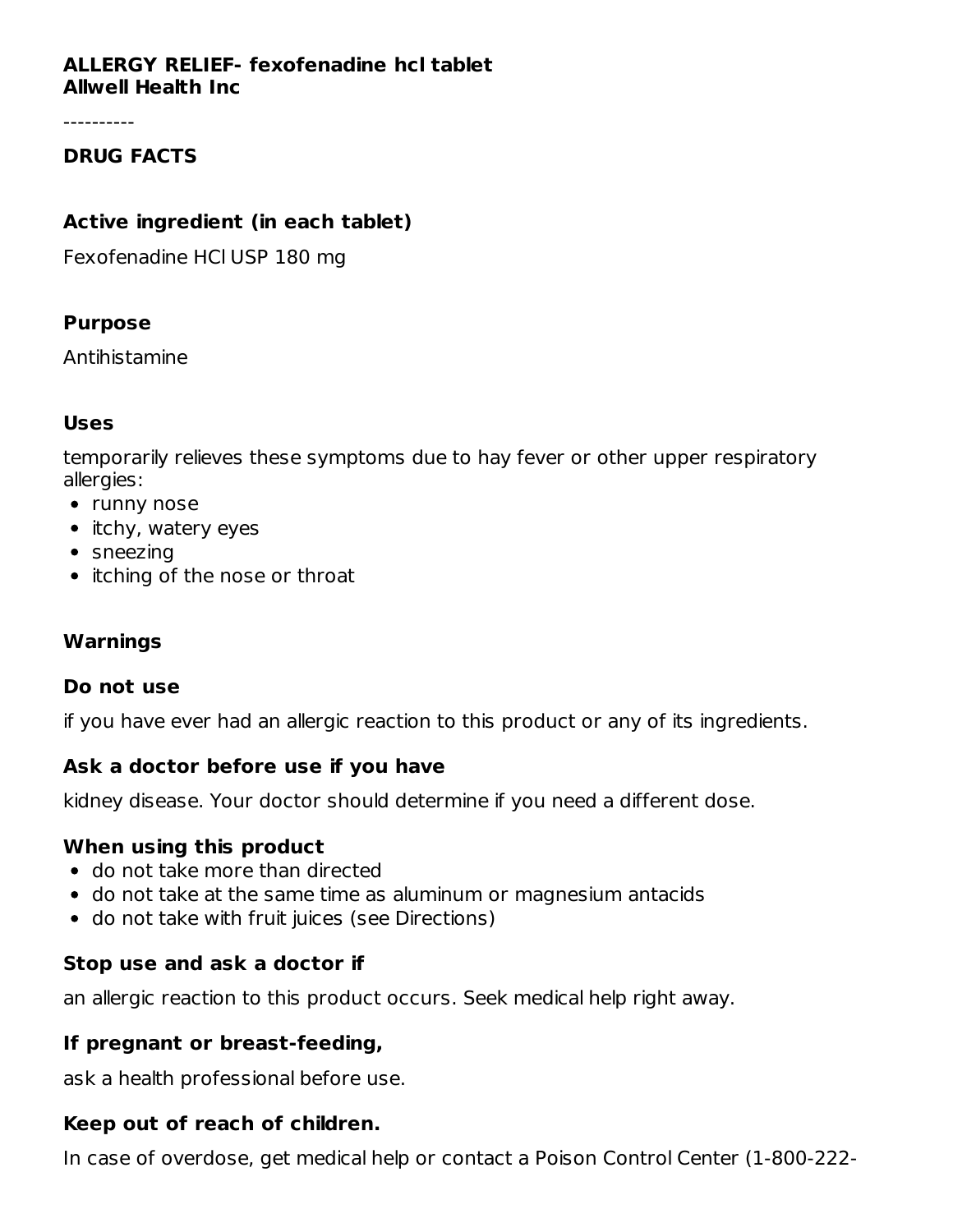**ALLERGY RELIEF- fexofenadine hcl tablet**
**Allwell Health Inc**

----------

## DRUG FACTS

### Active ingredient (in each tablet)

Fexofenadine HCl USP 180 mg

### Purpose

Antihistamine

### Uses

temporarily relieves these symptoms due to hay fever or other upper respiratory allergies:

- runny nose
- itchy, watery eyes
- sneezing
- itching of the nose or throat

### Warnings

#### Do not use

if you have ever had an allergic reaction to this product or any of its ingredients.

#### Ask a doctor before use if you have

kidney disease. Your doctor should determine if you need a different dose.

#### When using this product

- do not take more than directed
- do not take at the same time as aluminum or magnesium antacids
- do not take with fruit juices (see Directions)

#### Stop use and ask a doctor if

an allergic reaction to this product occurs. Seek medical help right away.

#### If pregnant or breast-feeding,

ask a health professional before use.

#### Keep out of reach of children.

In case of overdose, get medical help or contact a Poison Control Center (1-800-222-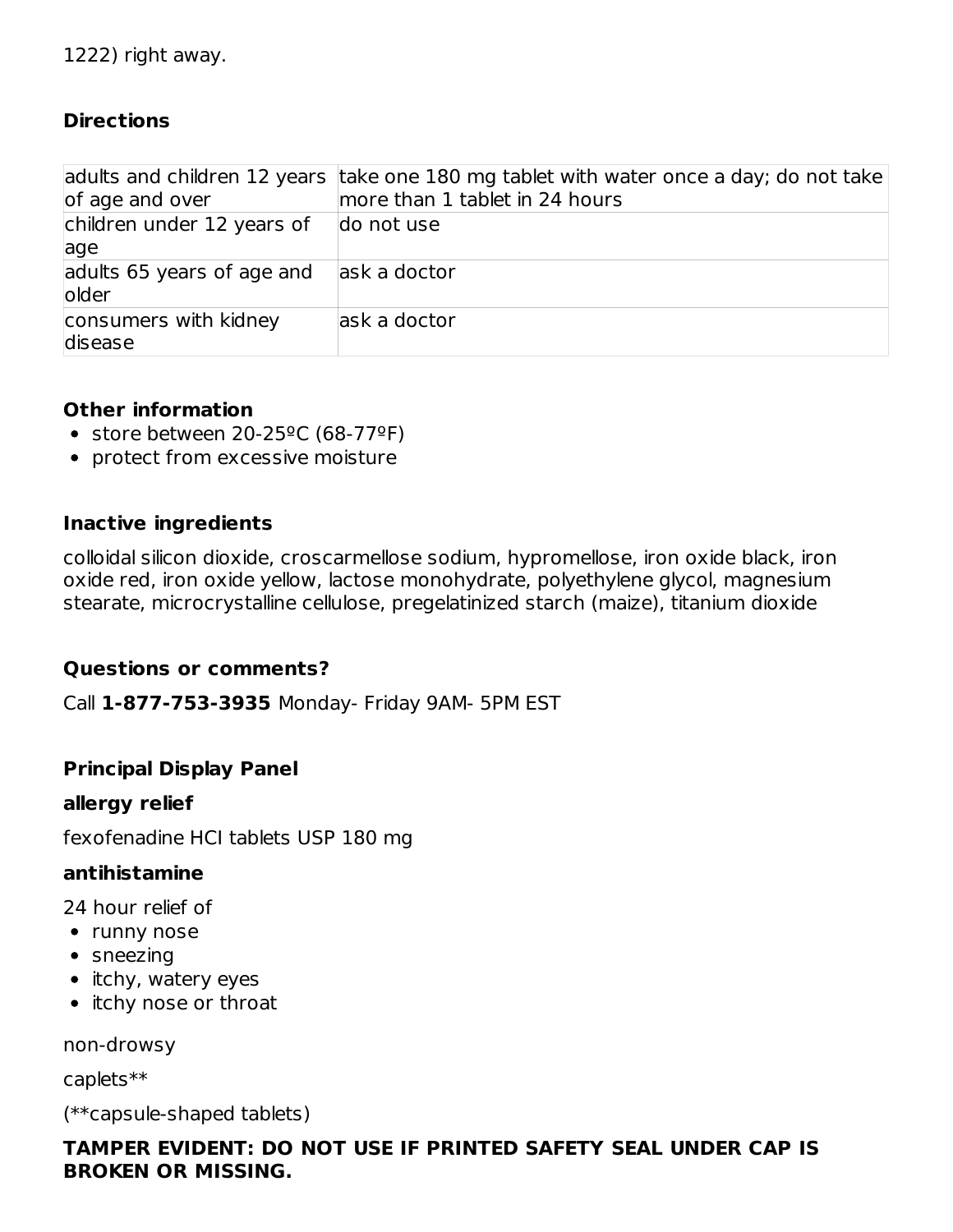1222) right away.

## Directions

| adults and children 12 years of age and over | take one 180 mg tablet with water once a day; do not take more than 1 tablet in 24 hours |
|---|---|
| children under 12 years of age | do not use |
| adults 65 years of age and older | ask a doctor |
| consumers with kidney disease | ask a doctor |

## Other information

- store between 20-25ºC (68-77ºF)
- protect from excessive moisture

## Inactive ingredients

colloidal silicon dioxide, croscarmellose sodium, hypromellose, iron oxide black, iron oxide red, iron oxide yellow, lactose monohydrate, polyethylene glycol, magnesium stearate, microcrystalline cellulose, pregelatinized starch (maize), titanium dioxide

## Questions or comments?

Call **1-877-753-3935** Monday- Friday 9AM- 5PM EST

## Principal Display Panel

**allergy relief**

fexofenadine HCI tablets USP 180 mg

**antihistamine**

24 hour relief of

- runny nose
- sneezing
- itchy, watery eyes
- itchy nose or throat

non-drowsy

caplets**

(**capsule-shaped tablets)

**TAMPER EVIDENT: DO NOT USE IF PRINTED SAFETY SEAL UNDER CAP IS BROKEN OR MISSING.**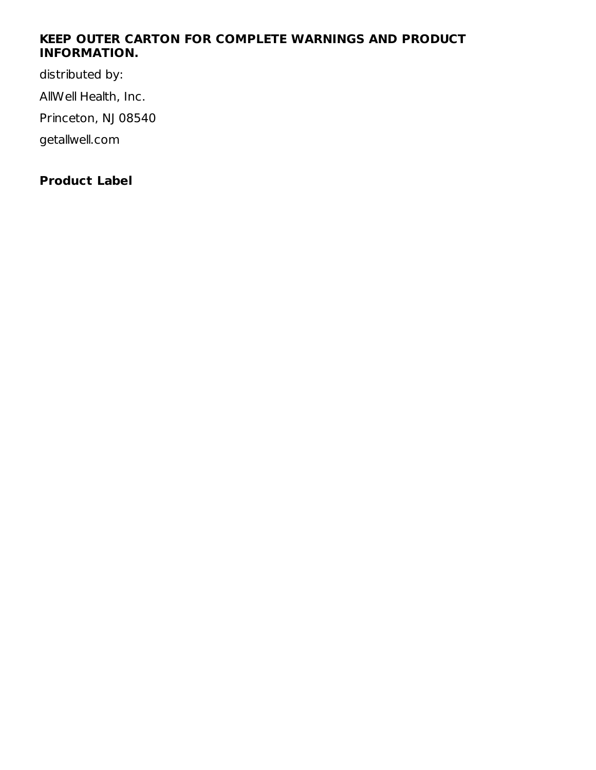**KEEP OUTER CARTON FOR COMPLETE WARNINGS AND PRODUCT INFORMATION.**

distributed by:

AllWell Health, Inc.

Princeton, NJ 08540

getallwell.com

## Product Label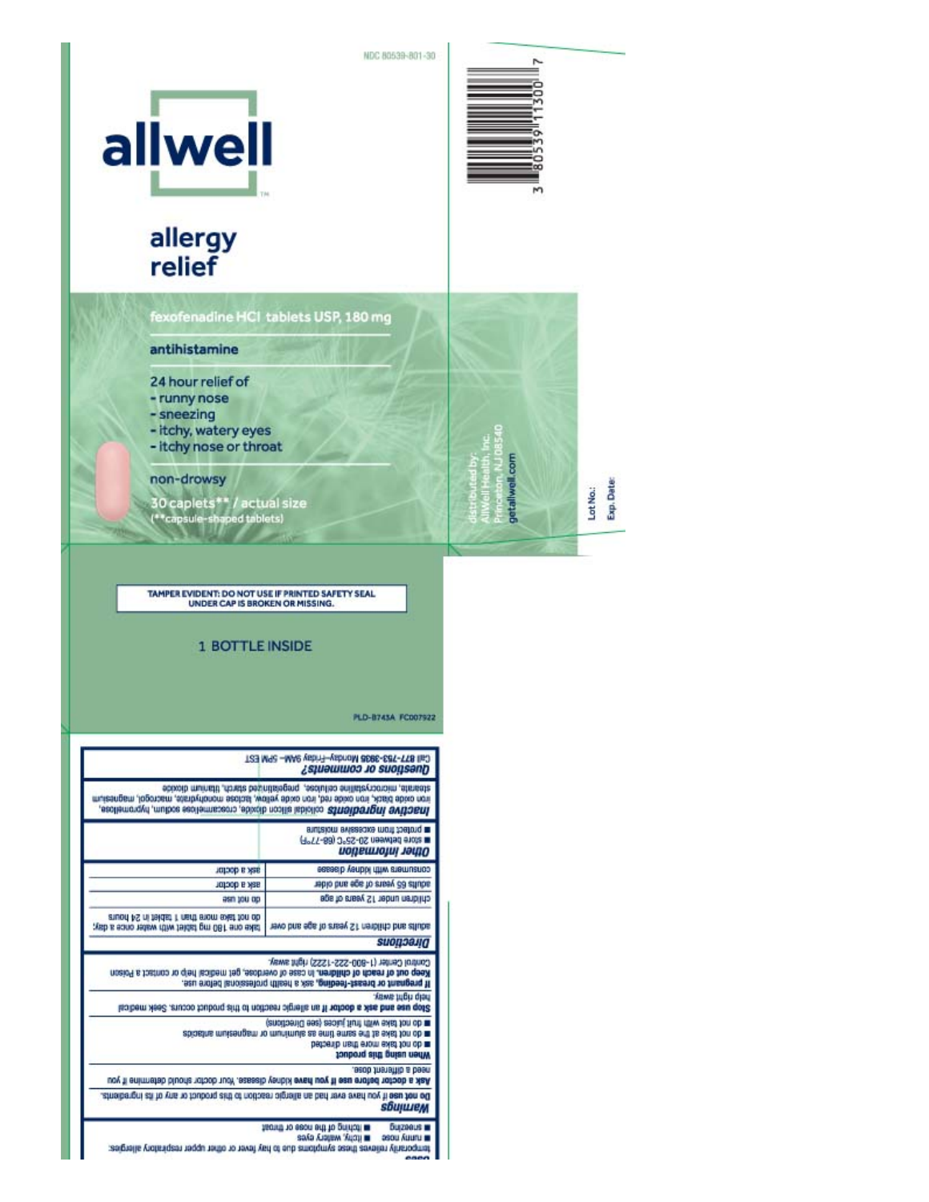NDC 80539-801-30

# allwell

## allergy relief

**fexofenadine HCl tablets USP, 180 mg**

**antihistamine**

24 hour relief of
- runny nose
- sneezing
- itchy, watery eyes
- itchy nose or throat

non-drowsy

30 caplets** / actual size
(**capsule-shaped tablets)

distributed by:
AllWell Health, Inc.
Princeton, NJ 08540
getallwell.com

Lot No.:
Exp. Date:

3 80539 11300 7

TAMPER EVIDENT: DO NOT USE IF PRINTED SAFETY SEAL UNDER CAP IS BROKEN OR MISSING.

1 BOTTLE INSIDE

PLD-B745A FC007922

**Uses**

temporarily relieves these symptoms due to hay fever or other upper respiratory allergies:
- runny nose
- itchy, watery eyes
- sneezing
- itching of the nose or throat

**Warnings**

**Do not use** if you have ever had an allergic reaction to this product or any of its ingredients.

**Ask a doctor before use if you have** kidney disease. Your doctor should determine if you need a different dose.

**When using this product**
- do not take more than directed
- do not take at the same time as aluminum or magnesium antacids
- do not take with fruit juices (see Directions)

**Stop use and ask a doctor if** an allergic reaction to this product occurs. Seek medical help right away.

**If pregnant or breast-feeding,** ask a health professional before use.

**Keep out of reach of children.** In case of overdose, get medical help or contact a Poison Control Center (1-800-222-1222) right away.

**Directions**

| | |
|---|---|
| adults and children 12 years of age and over | take one 180 mg tablet with water once a day; do not take more than 1 tablet in 24 hours |
| children under 12 years of age | do not use |
| adults 65 years of age and older | ask a doctor |
| consumers with kidney disease | ask a doctor |

**Other information**
- store between 20-25°C (68-77°F)
- protect from excessive moisture

**Inactive ingredients** colloidal silicon dioxide, croscarmellose sodium, hypromellose, iron oxide black, iron oxide red, iron oxide yellow, lactose monohydrate, macrogol, magnesium stearate, microcrystalline cellulose, pregelatinized starch, titanium dioxide

**Questions or comments?**

Call 877-753-3935 Monday–Friday 9AM–5PM EST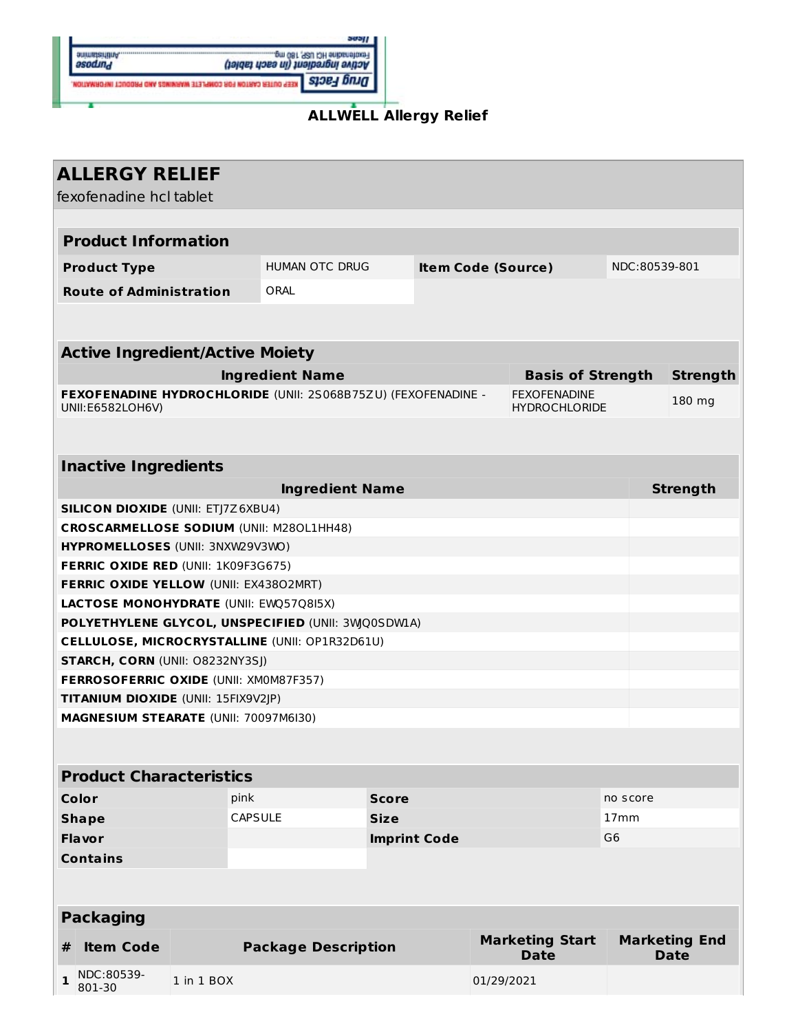**ALLWELL Allergy Relief**

## ALLERGY RELIEF

fexofenadine hcl tablet

### Product Information

| | | | |
|---|---|---|---|
| **Product Type** | HUMAN OTC DRUG | **Item Code (Source)** | NDC:80539-801 |
| **Route of Administration** | ORAL | | |

### Active Ingredient/Active Moiety

| Ingredient Name | Basis of Strength | Strength |
|---|---|---|
| **FEXOFENADINE HYDROCHLORIDE** (UNII: 2S068B75ZU) (FEXOFENADINE - UNII:E6582LOH6V) | FEXOFENADINE HYDROCHLORIDE | 180 mg |

### Inactive Ingredients

| Ingredient Name | Strength |
|---|---|
| **SILICON DIOXIDE** (UNII: ETJ7Z6XBU4) | |
| **CROSCARMELLOSE SODIUM** (UNII: M28OL1HH48) | |
| **HYPROMELLOSES** (UNII: 3NXW29V3WO) | |
| **FERRIC OXIDE RED** (UNII: 1K09F3G675) | |
| **FERRIC OXIDE YELLOW** (UNII: EX438O2MRT) | |
| **LACTOSE MONOHYDRATE** (UNII: EWQ57Q8I5X) | |
| **POLYETHYLENE GLYCOL, UNSPECIFIED** (UNII: 3WQ0SDW1A) | |
| **CELLULOSE, MICROCRYSTALLINE** (UNII: OP1R32D61U) | |
| **STARCH, CORN** (UNII: O8232NY3SJ) | |
| **FERROSOFERRIC OXIDE** (UNII: XM0M87F357) | |
| **TITANIUM DIOXIDE** (UNII: 15FIX9V2JP) | |
| **MAGNESIUM STEARATE** (UNII: 70097M6I30) | |

### Product Characteristics

| | | | |
|---|---|---|---|
| **Color** | pink | **Score** | no score |
| **Shape** | CAPSULE | **Size** | 17mm |
| **Flavor** | | **Imprint Code** | G6 |
| **Contains** | | | |

### Packaging

| # | Item Code | Package Description | Marketing Start Date | Marketing End Date |
|---|---|---|---|---|
| 1 | NDC:80539-801-30 | 1 in 1 BOX | 01/29/2021 | |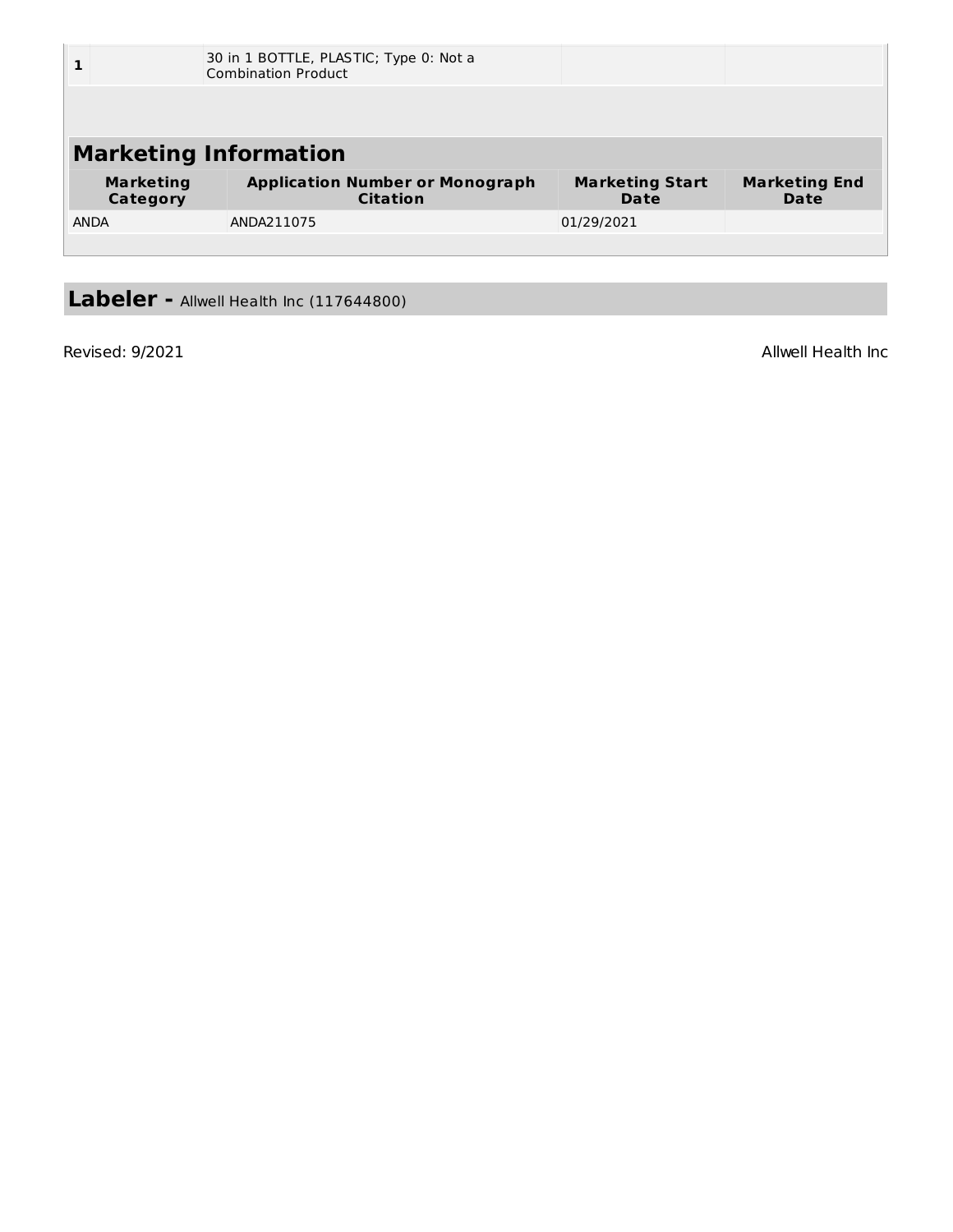| | | | | |
|---|---|---|---|---|
| 1 | | 30 in 1 BOTTLE, PLASTIC; Type 0: Not a Combination Product | | |

## Marketing Information

| Marketing Category | Application Number or Monograph Citation | Marketing Start Date | Marketing End Date |
|---|---|---|---|
| ANDA | ANDA211075 | 01/29/2021 | |

## Labeler - Allwell Health Inc (117644800)

Revised: 9/2021

Allwell Health Inc